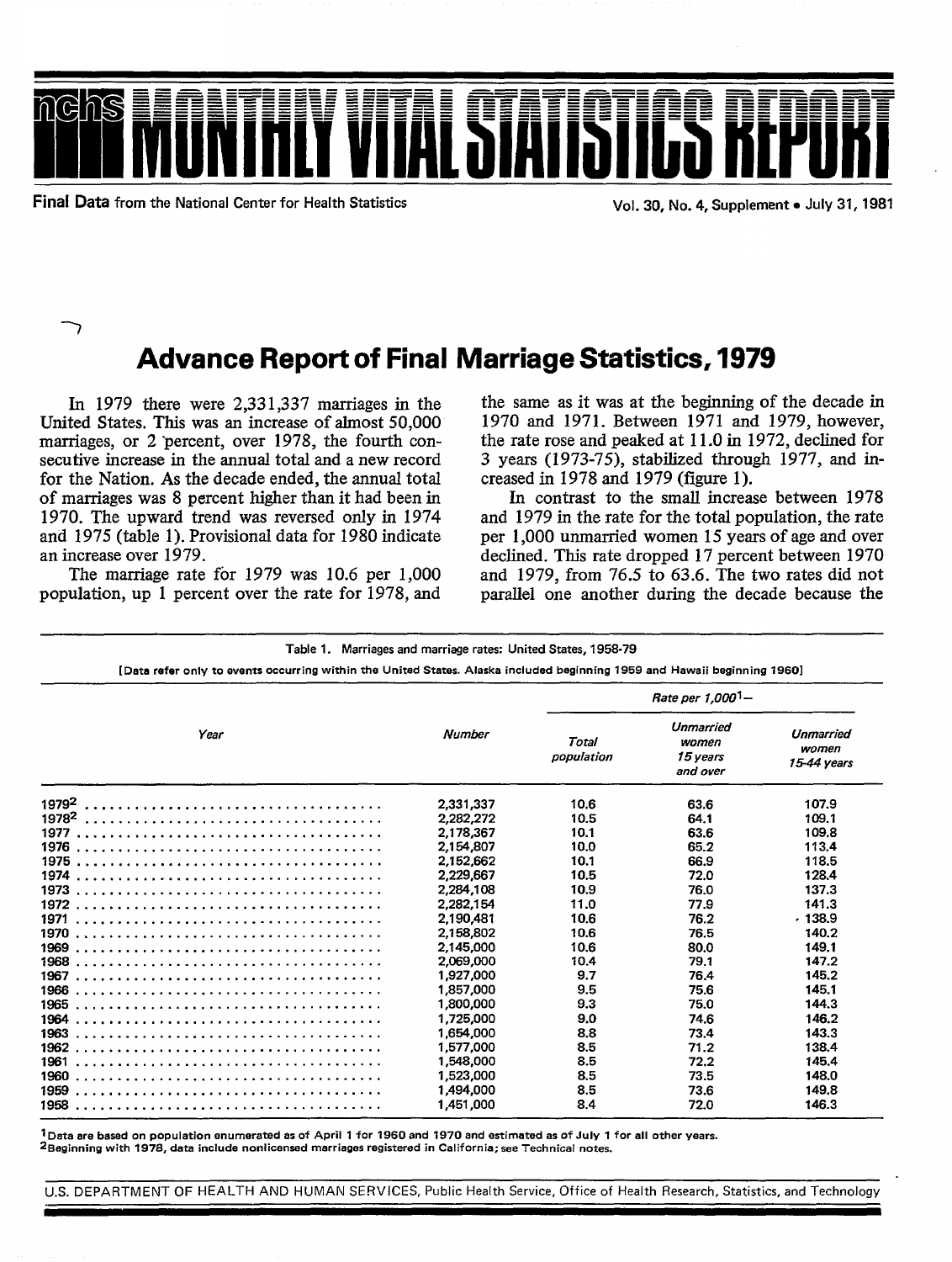# MONTHLY VITAL STATISTICS REPORT

**Final Data** from the National Center for Health Statistics

Vol. 30, No. 4, Supplement • July 31, 1981

## Advance Report of Final Marriage Statistics, 1979

In 1979 there were 2,331,337 marriages in the United States. This was an increase of almost 50,000 marriages, or 2 percent, over 1978, the fourth consecutive increase in the annual total and a new record for the Nation. As the decade ended, the annual total of marriages was 8 percent higher than it had been in 1970. The upward trend was reversed only in 1974 and 1975 (table 1). Provisional data for 1980 indicate an increase over 1979.

The marriage rate for 1979 was 10.6 per 1,000 population, up 1 percent over the rate for 1978, and the same as it was at the beginning of the decade in 1970 and 1971. Between 1971 and 1979, however, the rate rose and peaked at 11.0 in 1972, declined for 3 years (1973-75), stabilized through 1977, and increased in 1978 and 1979 (figure 1).

In contrast to the small increase between 1978 and 1979 in the rate for the total population, the rate per 1,000 unmarried women 15 years of age and over declined. This rate dropped 17 percent between 1970 and 1979, from 76.5 to 63.6. The two rates did not parallel one another during the decade because the

Table 1. Marriages and marriage rates: United States, 1958-79

[Data refer only to events occurring within the United States. Alaska included beginning 1959 and Hawaii beginning 1960]

| Year | Number | Rate per 1,000[1]– | | |
|---|---|---|---|---|
| | | Total population | Unmarried women 15 years and over | Unmarried women 15-44 years |
| 1979[2] | 2,331,337 | 10.6 | 63.6 | 107.9 |
| 1978[2] | 2,282,272 | 10.5 | 64.1 | 109.1 |
| 1977 | 2,178,367 | 10.1 | 63.6 | 109.8 |
| 1976 | 2,154,807 | 10.0 | 65.2 | 113.4 |
| 1975 | 2,152,662 | 10.1 | 66.9 | 118.5 |
| 1974 | 2,229,667 | 10.5 | 72.0 | 128.4 |
| 1973 | 2,284,108 | 10.9 | 76.0 | 137.3 |
| 1972 | 2,282,154 | 11.0 | 77.9 | 141.3 |
| 1971 | 2,190,481 | 10.6 | 76.2 | 138.9 |
| 1970 | 2,158,802 | 10.6 | 76.5 | 140.2 |
| 1969 | 2,145,000 | 10.6 | 80.0 | 149.1 |
| 1968 | 2,069,000 | 10.4 | 79.1 | 147.2 |
| 1967 | 1,927,000 | 9.7 | 76.4 | 145.2 |
| 1966 | 1,857,000 | 9.5 | 75.6 | 145.1 |
| 1965 | 1,800,000 | 9.3 | 75.0 | 144.3 |
| 1964 | 1,725,000 | 9.0 | 74.6 | 146.2 |
| 1963 | 1,654,000 | 8.8 | 73.4 | 143.3 |
| 1962 | 1,577,000 | 8.5 | 71.2 | 138.4 |
| 1961 | 1,548,000 | 8.5 | 72.2 | 145.4 |
| 1960 | 1,523,000 | 8.5 | 73.5 | 148.0 |
| 1959 | 1,494,000 | 8.5 | 73.6 | 149.8 |
| 1958 | 1,451,000 | 8.4 | 72.0 | 146.3 |

[1]Data are based on population enumerated as of April 1 for 1960 and 1970 and estimated as of July 1 for all other years.

[2]Beginning with 1978, data include nonlicensed marriages registered in California; see Technical notes.

U.S. DEPARTMENT OF HEALTH AND HUMAN SERVICES, Public Health Service, Office of Health Research, Statistics, and Technology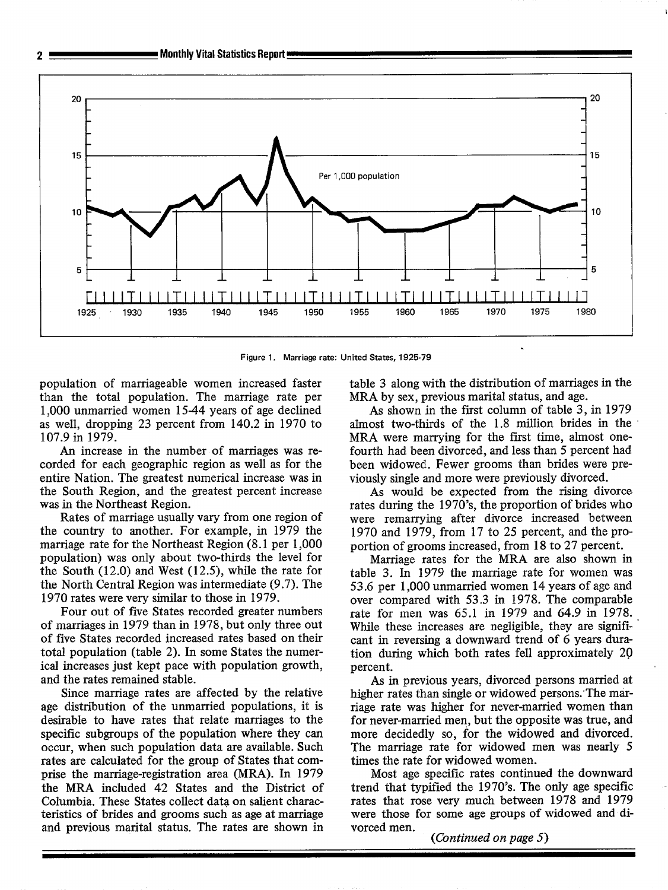Figure 1. Marriage rate: United States, 1925-79

population of marriageable women increased faster than the total population. The marriage rate per 1,000 unmarried women 15-44 years of age declined as well, dropping 23 percent from 140.2 in 1970 to 107.9 in 1979.

An increase in the number of marriages was recorded for each geographic region as well as for the entire Nation. The greatest numerical increase was in the South Region, and the greatest percent increase was in the Northeast Region.

Rates of marriage usually vary from one region of the country to another. For example, in 1979 the marriage rate for the Northeast Region (8.1 per 1,000 population) was only about two-thirds the level for the South (12.0) and West (12.5), while the rate for the North Central Region was intermediate (9.7). The 1970 rates were very similar to those in 1979.

Four out of five States recorded greater numbers of marriages in 1979 than in 1978, but only three out of five States recorded increased rates based on their total population (table 2). In some States the numerical increases just kept pace with population growth, and the rates remained stable.

Since marriage rates are affected by the relative age distribution of the unmarried populations, it is desirable to have rates that relate marriages to the specific subgroups of the population where they can occur, when such population data are available. Such rates are calculated for the group of States that comprise the marriage-registration area (MRA). In 1979 the MRA included 42 States and the District of Columbia. These States collect data on salient characteristics of brides and grooms such as age at marriage and previous marital status. The rates are shown in table 3 along with the distribution of marriages in the MRA by sex, previous marital status, and age.

As shown in the first column of table 3, in 1979 almost two-thirds of the 1.8 million brides in the MRA were marrying for the first time, almost one-fourth had been divorced, and less than 5 percent had been widowed. Fewer grooms than brides were previously single and more were previously divorced.

As would be expected from the rising divorce rates during the 1970's, the proportion of brides who were remarrying after divorce increased between 1970 and 1979, from 17 to 25 percent, and the proportion of grooms increased, from 18 to 27 percent.

Marriage rates for the MRA are also shown in table 3. In 1979 the marriage rate for women was 53.6 per 1,000 unmarried women 14 years of age and over compared with 53.3 in 1978. The comparable rate for men was 65.1 in 1979 and 64.9 in 1978. While these increases are negligible, they are significant in reversing a downward trend of 6 years duration during which both rates fell approximately 20 percent.

As in previous years, divorced persons married at higher rates than single or widowed persons. The marriage rate was higher for never-married women than for never-married men, but the opposite was true, and more decidedly so, for the widowed and divorced. The marriage rate for widowed men was nearly 5 times the rate for widowed women.

Most age specific rates continued the downward trend that typified the 1970's. The only age specific rates that rose very much between 1978 and 1979 were those for some age groups of widowed and divorced men.

*(Continued on page 5)*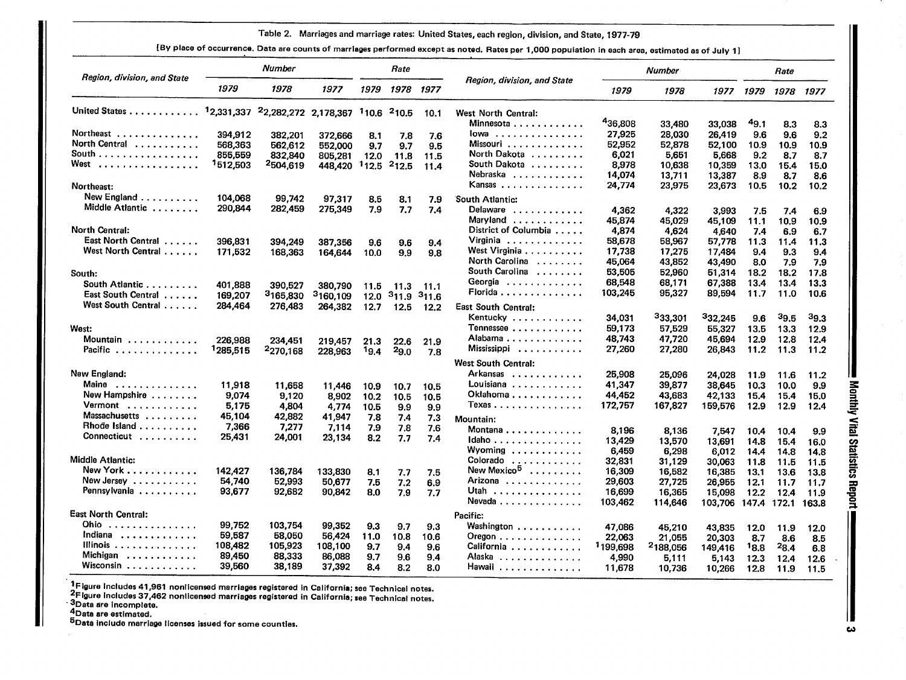Table 2. Marriages and marriage rates: United States, each region, division, and State, 1977-79

[By place of occurrence. Data are counts of marriages performed except as noted. Rates per 1,000 population in each area, estimated as of July 1]

| Region, division, and State | Number | | | Rate | | |
|---|---|---|---|---|---|---|
| | 1979 | 1978 | 1977 | 1979 | 1978 | 1977 |
| United States | [1]2,331,337 | [2]2,282,272 | 2,178,367 | [1]10.6 | [2]10.5 | 10.1 |
| Northeast | 394,912 | 382,201 | 372,666 | 8.1 | 7.8 | 7.6 |
| North Central | 568,363 | 562,612 | 552,000 | 9.7 | 9.7 | 9.5 |
| South | 855,559 | 832,840 | 805,281 | 12.0 | 11.8 | 11.5 |
| West | [1]512,503 | [2]504,619 | 448,420 | [1]12.5 | [2]12.5 | 11.4 |
| **Northeast:** | | | | | | |
| New England | 104,068 | 99,742 | 97,317 | 8.5 | 8.1 | 7.9 |
| Middle Atlantic | 290,844 | 282,459 | 275,349 | 7.9 | 7.7 | 7.4 |
| **North Central:** | | | | | | |
| East North Central | 396,831 | 394,249 | 387,356 | 9.6 | 9.6 | 9.4 |
| West North Central | 171,532 | 168,363 | 164,644 | 10.0 | 9.9 | 9.8 |
| **South:** | | | | | | |
| South Atlantic | 401,888 | 390,527 | 380,790 | 11.5 | 11.3 | 11.1 |
| East South Central | 169,207 | [3]165,830 | [3]160,109 | 12.0 | [3]11.9 | [3]11.6 |
| West South Central | 284,464 | 276,483 | 264,382 | 12.7 | 12.5 | 12.2 |
| **West:** | | | | | | |
| Mountain | 226,988 | 234,451 | 219,457 | 21.3 | 22.6 | 21.9 |
| Pacific | [1]285,515 | [2]270,168 | 228,963 | [1]9.4 | [2]9.0 | 7.8 |
| **New England:** | | | | | | |
| Maine | 11,918 | 11,658 | 11,446 | 10.9 | 10.7 | 10.5 |
| New Hampshire | 9,074 | 9,120 | 8,902 | 10.2 | 10.5 | 10.5 |
| Vermont | 5,175 | 4,804 | 4,774 | 10.5 | 9.9 | 9.9 |
| Massachusetts | 45,104 | 42,882 | 41,947 | 7.8 | 7.4 | 7.3 |
| Rhode Island | 7,366 | 7,277 | 7,114 | 7.9 | 7.8 | 7.6 |
| Connecticut | 25,431 | 24,001 | 23,134 | 8.2 | 7.7 | 7.4 |
| **Middle Atlantic:** | | | | | | |
| New York | 142,427 | 136,784 | 133,830 | 8.1 | 7.7 | 7.5 |
| New Jersey | 54,740 | 52,993 | 50,677 | 7.5 | 7.2 | 6.9 |
| Pennsylvania | 93,677 | 92,682 | 90,842 | 8.0 | 7.9 | 7.7 |
| **East North Central:** | | | | | | |
| Ohio | 99,752 | 103,754 | 99,352 | 9.3 | 9.7 | 9.3 |
| Indiana | 59,587 | 58,050 | 56,424 | 11.0 | 10.8 | 10.6 |
| Illinois | 108,482 | 105,923 | 108,100 | 9.7 | 9.4 | 9.6 |
| Michigan | 89,450 | 88,333 | 86,088 | 9.7 | 9.6 | 9.4 |
| Wisconsin | 39,560 | 38,189 | 37,392 | 8.4 | 8.2 | 8.0 |
| **West North Central:** | | | | | | |
| Minnesota | [4]36,808 | 33,480 | 33,038 | [4]9.1 | 8.3 | 8.3 |
| Iowa | 27,925 | 28,030 | 26,419 | 9.6 | 9.6 | 9.2 |
| Missouri | 52,952 | 52,878 | 52,100 | 10.9 | 10.9 | 10.9 |
| North Dakota | 6,021 | 5,651 | 5,668 | 9.2 | 8.7 | 8.7 |
| South Dakota | 8,978 | 10,638 | 10,359 | 13.0 | 15.4 | 15.0 |
| Nebraska | 14,074 | 13,711 | 13,387 | 8.9 | 8.7 | 8.6 |
| Kansas | 24,774 | 23,975 | 23,673 | 10.5 | 10.2 | 10.2 |
| **South Atlantic:** | | | | | | |
| Delaware | 4,362 | 4,322 | 3,993 | 7.5 | 7.4 | 6.9 |
| Maryland | 45,874 | 45,029 | 45,109 | 11.1 | 10.9 | 10.9 |
| District of Columbia | 4,874 | 4,624 | 4,640 | 7.4 | 6.9 | 6.7 |
| Virginia | 58,678 | 58,967 | 57,778 | 11.3 | 11.4 | 11.3 |
| West Virginia | 17,738 | 17,275 | 17,484 | 9.4 | 9.3 | 9.4 |
| North Carolina | 45,064 | 43,852 | 43,490 | 8.0 | 7.9 | 7.9 |
| South Carolina | 53,505 | 52,960 | 51,314 | 18.2 | 18.2 | 17.8 |
| Georgia | 68,548 | 68,171 | 67,388 | 13.4 | 13.4 | 13.3 |
| Florida | 103,245 | 95,327 | 89,594 | 11.7 | 11.0 | 10.6 |
| **East South Central:** | | | | | | |
| Kentucky | 34,031 | [3]33,301 | [3]32,245 | 9.6 | [3]9.5 | [3]9.3 |
| Tennessee | 59,173 | 57,529 | 55,327 | 13.5 | 13.3 | 12.9 |
| Alabama | 48,743 | 47,720 | 45,694 | 12.9 | 12.8 | 12.4 |
| Mississippi | 27,260 | 27,280 | 26,843 | 11.2 | 11.3 | 11.2 |
| **West South Central:** | | | | | | |
| Arkansas | 25,908 | 25,096 | 24,028 | 11.9 | 11.6 | 11.2 |
| Louisiana | 41,347 | 39,877 | 38,645 | 10.3 | 10.0 | 9.9 |
| Oklahoma | 44,452 | 43,683 | 42,133 | 15.4 | 15.4 | 15.0 |
| Texas | 172,757 | 167,827 | 159,576 | 12.9 | 12.9 | 12.4 |
| **Mountain:** | | | | | | |
| Montana | 8,196 | 8,136 | 7,547 | 10.4 | 10.4 | 9.9 |
| Idaho | 13,429 | 13,570 | 13,691 | 14.8 | 15.4 | 16.0 |
| Wyoming | 6,459 | 6,298 | 6,012 | 14.4 | 14.8 | 14.8 |
| Colorado | 32,831 | 31,129 | 30,063 | 11.8 | 11.5 | 11.5 |
| New Mexico[5] | 16,309 | 16,582 | 16,385 | 13.1 | 13.6 | 13.8 |
| Arizona | 29,603 | 27,725 | 26,955 | 12.1 | 11.7 | 11.7 |
| Utah | 16,699 | 16,365 | 15,098 | 12.2 | 12.4 | 11.9 |
| Nevada | 103,462 | 114,646 | 103,706 | 147.4 | 172.1 | 163.8 |
| **Pacific:** | | | | | | |
| Washington | 47,086 | 45,210 | 43,835 | 12.0 | 11.9 | 12.0 |
| Oregon | 22,063 | 21,055 | 20,303 | 8.7 | 8.6 | 8.5 |
| California | [1]199,698 | [2]188,056 | 149,416 | [1]8.8 | [2]8.4 | 6.8 |
| Alaska | 4,990 | 5,111 | 5,143 | 12.3 | 12.4 | 12.6 |
| Hawaii | 11,678 | 10,736 | 10,266 | 12.8 | 11.9 | 11.5 |

[1]Figure includes 41,961 nonlicensed marriages registered in California; see Technical notes.
[2]Figure includes 37,462 nonlicensed marriages registered in California; see Technical notes.
[3]Data are incomplete.
[4]Data are estimated.
[5]Data include marriage licenses issued for some counties.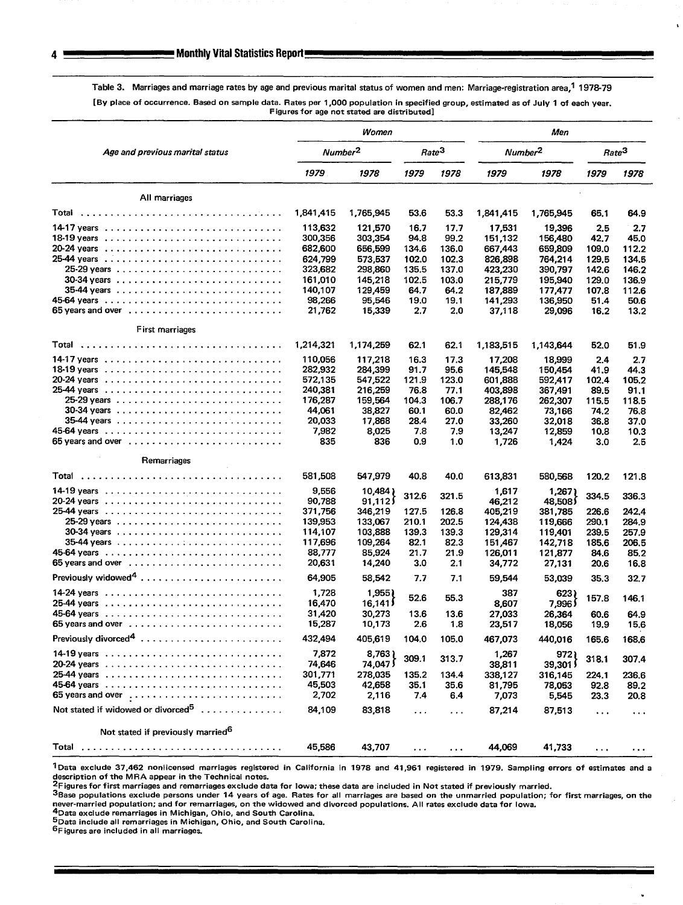Table 3. Marriages and marriage rates by age and previous marital status of women and men: Marriage-registration area,[1] 1978-79

[By place of occurrence. Based on sample data. Rates per 1,000 population in specified group, estimated as of July 1 of each year. Figures for age not stated are distributed]

| Age and previous marital status | Women | | | | Men | | | |
|---|---|---|---|---|---|---|---|---|
| | Number[2] | | Rate[3] | | Number[2] | | Rate[3] | |
| | 1979 | 1978 | 1979 | 1978 | 1979 | 1978 | 1979 | 1978 |
| **All marriages** | | | | | | | | |
| Total | 1,841,415 | 1,765,945 | 53.6 | 53.3 | 1,841,415 | 1,765,945 | 65.1 | 64.9 |
| 14-17 years | 113,632 | 121,570 | 16.7 | 17.7 | 17,531 | 19,396 | 2.5 | 2.7 |
| 18-19 years | 300,356 | 303,354 | 94.8 | 99.2 | 151,132 | 156,480 | 42.7 | 45.0 |
| 20-24 years | 682,600 | 656,599 | 134.6 | 136.0 | 667,443 | 659,809 | 109.0 | 112.2 |
| 25-44 years | 624,799 | 573,537 | 102.0 | 102.3 | 826,898 | 764,214 | 129.5 | 134.5 |
| 25-29 years | 323,682 | 298,860 | 135.5 | 137.0 | 423,230 | 390,797 | 142.6 | 146.2 |
| 30-34 years | 161,010 | 145,218 | 102.5 | 103.0 | 215,779 | 195,940 | 129.0 | 136.9 |
| 35-44 years | 140,107 | 129,459 | 64.7 | 64.2 | 187,889 | 177,477 | 107.8 | 112.6 |
| 45-64 years | 98,266 | 95,546 | 19.0 | 19.1 | 141,293 | 136,950 | 51.4 | 50.6 |
| 65 years and over | 21,762 | 15,339 | 2.7 | 2.0 | 37,118 | 29,096 | 16.2 | 13.2 |
| **First marriages** | | | | | | | | |
| Total | 1,214,321 | 1,174,259 | 62.1 | 62.1 | 1,183,515 | 1,143,644 | 52.0 | 51.9 |
| 14-17 years | 110,056 | 117,218 | 16.3 | 17.3 | 17,208 | 18,999 | 2.4 | 2.7 |
| 18-19 years | 282,932 | 284,399 | 91.7 | 95.6 | 145,548 | 150,454 | 41.9 | 44.3 |
| 20-24 years | 572,135 | 547,522 | 121.9 | 123.0 | 601,888 | 592,417 | 102.4 | 105.2 |
| 25-44 years | 240,381 | 216,259 | 76.8 | 77.1 | 403,898 | 367,491 | 89.5 | 91.1 |
| 25-29 years | 176,287 | 159,564 | 104.3 | 106.7 | 288,176 | 262,307 | 115.5 | 118.5 |
| 30-34 years | 44,061 | 38,827 | 60.1 | 60.0 | 82,462 | 73,166 | 74.2 | 76.8 |
| 35-44 years | 20,033 | 17,868 | 28.4 | 27.0 | 33,260 | 32,018 | 36.8 | 37.0 |
| 45-64 years | 7,982 | 8,025 | 7.8 | 7.9 | 13,247 | 12,859 | 10.8 | 10.3 |
| 65 years and over | 835 | 836 | 0.9 | 1.0 | 1,726 | 1,424 | 3.0 | 2.5 |
| **Remarriages** | | | | | | | | |
| Total | 581,508 | 547,979 | 40.8 | 40.0 | 613,831 | 580,568 | 120.2 | 121.8 |
| 14-19 years | 9,556 | 10,484 | 312.6 | 321.5 | 1,617 | 1,267 | 334.5 | 336.3 |
| 20-24 years | 90,788 | 91,112 | | | 46,212 | 48,508 | | |
| 25-44 years | 371,756 | 346,219 | 127.5 | 126.8 | 405,219 | 381,785 | 226.6 | 242.4 |
| 25-29 years | 139,953 | 133,067 | 210.1 | 202.5 | 124,438 | 119,666 | 290.1 | 284.9 |
| 30-34 years | 114,107 | 103,888 | 139.3 | 139.3 | 129,314 | 119,401 | 239.5 | 257.9 |
| 35-44 years | 117,696 | 109,264 | 82.1 | 82.3 | 151,467 | 142,718 | 185.6 | 206.5 |
| 45-64 years | 88,777 | 85,924 | 21.7 | 21.9 | 126,011 | 121,877 | 84.6 | 85.2 |
| 65 years and over | 20,631 | 14,240 | 3.0 | 2.1 | 34,772 | 27,131 | 20.6 | 16.8 |
| Previously widowed[4] | 64,905 | 58,542 | 7.7 | 7.1 | 59,544 | 53,039 | 35.3 | 32.7 |
| 14-24 years | 1,728 | 1,955 | 52.6 | 55.3 | 387 | 623 | 157.8 | 146.1 |
| 25-44 years | 16,470 | 16,141 | | | 8,607 | 7,996 | | |
| 45-64 years | 31,420 | 30,273 | 13.6 | 13.6 | 27,033 | 26,364 | 60.6 | 64.9 |
| 65 years and over | 15,287 | 10,173 | 2.6 | 1.8 | 23,517 | 18,056 | 19.9 | 15.6 |
| Previously divorced[4] | 432,494 | 405,619 | 104.0 | 105.0 | 467,073 | 440,016 | 165.6 | 168.6 |
| 14-19 years | 7,872 | 8,763 | 309.1 | 313.7 | 1,267 | 972 | 318.1 | 307.4 |
| 20-24 years | 74,646 | 74,047 | | | 38,811 | 39,301 | | |
| 25-44 years | 301,771 | 278,035 | 135.2 | 134.4 | 338,127 | 316,145 | 224.1 | 236.6 |
| 45-64 years | 45,503 | 42,658 | 35.1 | 35.6 | 81,795 | 78,053 | 92.8 | 89.2 |
| 65 years and over | 2,702 | 2,116 | 7.4 | 6.4 | 7,073 | 5,545 | 23.3 | 20.8 |
| Not stated if widowed or divorced[5] | 84,109 | 83,818 | ... | ... | 87,214 | 87,513 | ... | ... |
| **Not stated if previously married[6]** | | | | | | | | |
| Total | 45,586 | 43,707 | ... | ... | 44,069 | 41,733 | ... | ... |

[1] Data exclude 37,462 nonlicensed marriages registered in California in 1978 and 41,961 registered in 1979. Sampling errors of estimates and a description of the MRA appear in the Technical notes.

[2] Figures for first marriages and remarriages exclude data for Iowa; these data are included in Not stated if previously married.

[3] Base populations exclude persons under 14 years of age. Rates for all marriages are based on the unmarried population; for first marriages, on the never-married population; and for remarriages, on the widowed and divorced populations. All rates exclude data for Iowa.

[4] Data exclude remarriages in Michigan, Ohio, and South Carolina.

[5] Data include all remarriages in Michigan, Ohio, and South Carolina.

[6] Figures are included in all marriages.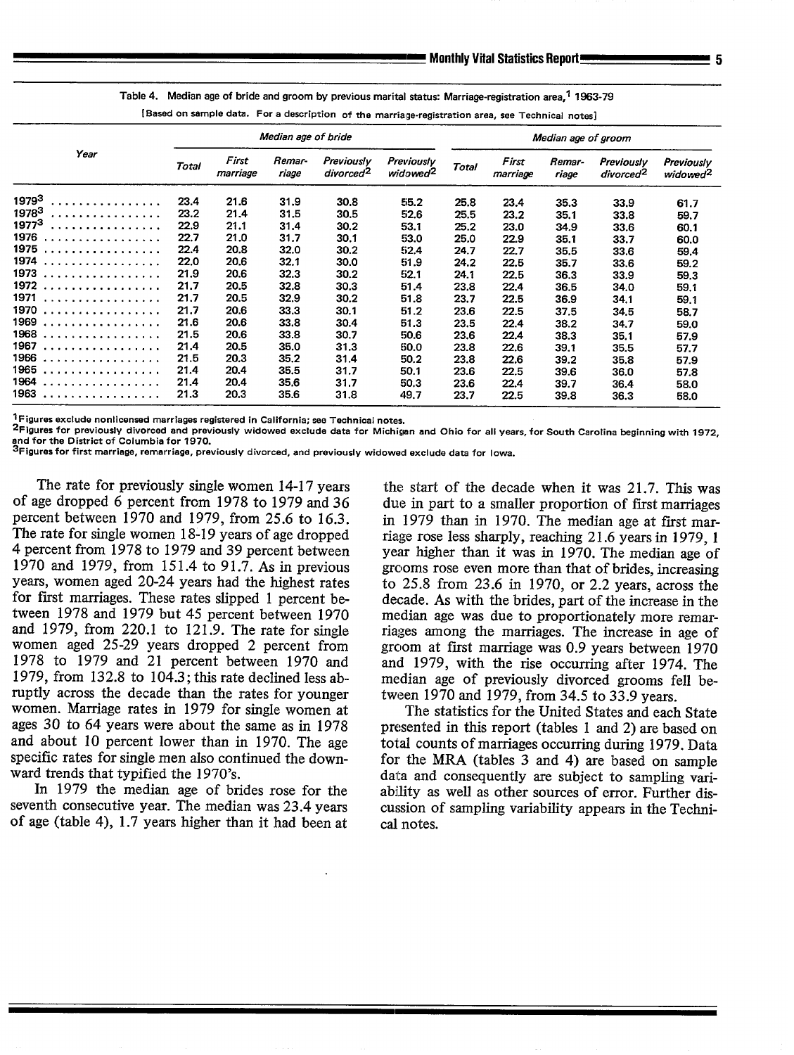Table 4. Median age of bride and groom by previous marital status: Marriage-registration area,[1] 1963-79

[Based on sample data. For a description of the marriage-registration area, see Technical notes]

| Year | Median age of bride | | | | | Median age of groom | | | | |
|---|---|---|---|---|---|---|---|---|---|---|
| | Total | First marriage | Remar-riage | Previously divorced[2] | Previously widowed[2] | Total | First marriage | Remar-riage | Previously divorced[2] | Previously widowed[2] |
| 1979[3] | 23.4 | 21.6 | 31.9 | 30.8 | 55.2 | 25.8 | 23.4 | 35.3 | 33.9 | 61.7 |
| 1978[3] | 23.2 | 21.4 | 31.5 | 30.5 | 52.6 | 25.5 | 23.2 | 35.1 | 33.8 | 59.7 |
| 1977[3] | 22.9 | 21.1 | 31.4 | 30.2 | 53.1 | 25.2 | 23.0 | 34.9 | 33.6 | 60.1 |
| 1976 | 22.7 | 21.0 | 31.7 | 30.1 | 53.0 | 25.0 | 22.9 | 35.1 | 33.7 | 60.0 |
| 1975 | 22.4 | 20.8 | 32.0 | 30.2 | 52.4 | 24.7 | 22.7 | 35.5 | 33.6 | 59.4 |
| 1974 | 22.0 | 20.6 | 32.1 | 30.0 | 51.9 | 24.2 | 22.5 | 35.7 | 33.6 | 59.2 |
| 1973 | 21.9 | 20.6 | 32.3 | 30.2 | 52.1 | 24.1 | 22.5 | 36.3 | 33.9 | 59.3 |
| 1972 | 21.7 | 20.5 | 32.8 | 30.3 | 51.4 | 23.8 | 22.4 | 36.5 | 34.0 | 59.1 |
| 1971 | 21.7 | 20.5 | 32.9 | 30.2 | 51.8 | 23.7 | 22.5 | 36.9 | 34.1 | 59.1 |
| 1970 | 21.7 | 20.6 | 33.3 | 30.1 | 51.2 | 23.6 | 22.5 | 37.5 | 34.5 | 58.7 |
| 1969 | 21.6 | 20.6 | 33.8 | 30.4 | 51.3 | 23.5 | 22.4 | 38.2 | 34.7 | 59.0 |
| 1968 | 21.5 | 20.6 | 33.8 | 30.7 | 50.6 | 23.6 | 22.4 | 38.3 | 35.1 | 57.9 |
| 1967 | 21.4 | 20.5 | 35.0 | 31.3 | 50.0 | 23.8 | 22.6 | 39.1 | 35.5 | 57.7 |
| 1966 | 21.5 | 20.3 | 35.2 | 31.4 | 50.2 | 23.8 | 22.6 | 39.2 | 35.8 | 57.9 |
| 1965 | 21.4 | 20.4 | 35.5 | 31.7 | 50.1 | 23.6 | 22.5 | 39.6 | 36.0 | 57.8 |
| 1964 | 21.4 | 20.4 | 35.6 | 31.7 | 50.3 | 23.6 | 22.4 | 39.7 | 36.4 | 58.0 |
| 1963 | 21.3 | 20.3 | 35.6 | 31.8 | 49.7 | 23.7 | 22.5 | 39.8 | 36.3 | 58.0 |

[1]Figures exclude nonlicensed marriages registered in California; see Technical notes.
[2]Figures for previously divorced and previously widowed exclude data for Michigan and Ohio for all years, for South Carolina beginning with 1972, and for the District of Columbia for 1970.
[3]Figures for first marriage, remarriage, previously divorced, and previously widowed exclude data for Iowa.

The rate for previously single women 14-17 years of age dropped 6 percent from 1978 to 1979 and 36 percent between 1970 and 1979, from 25.6 to 16.3. The rate for single women 18-19 years of age dropped 4 percent from 1978 to 1979 and 39 percent between 1970 and 1979, from 151.4 to 91.7. As in previous years, women aged 20-24 years had the highest rates for first marriages. These rates slipped 1 percent between 1978 and 1979 but 45 percent between 1970 and 1979, from 220.1 to 121.9. The rate for single women aged 25-29 years dropped 2 percent from 1978 to 1979 and 21 percent between 1970 and 1979, from 132.8 to 104.3; this rate declined less abruptly across the decade than the rates for younger women. Marriage rates in 1979 for single women at ages 30 to 64 years were about the same as in 1978 and about 10 percent lower than in 1970. The age specific rates for single men also continued the downward trends that typified the 1970's.

In 1979 the median age of brides rose for the seventh consecutive year. The median was 23.4 years of age (table 4), 1.7 years higher than it had been at the start of the decade when it was 21.7. This was due in part to a smaller proportion of first marriages in 1979 than in 1970. The median age at first marriage rose less sharply, reaching 21.6 years in 1979, 1 year higher than it was in 1970. The median age of grooms rose even more than that of brides, increasing to 25.8 from 23.6 in 1970, or 2.2 years, across the decade. As with the brides, part of the increase in the median age was due to proportionately more remarriages among the marriages. The increase in age of groom at first marriage was 0.9 years between 1970 and 1979, with the rise occurring after 1974. The median age of previously divorced grooms fell between 1970 and 1979, from 34.5 to 33.9 years.

The statistics for the United States and each State presented in this report (tables 1 and 2) are based on total counts of marriages occurring during 1979. Data for the MRA (tables 3 and 4) are based on sample data and consequently are subject to sampling variability as well as other sources of error. Further discussion of sampling variability appears in the Technical notes.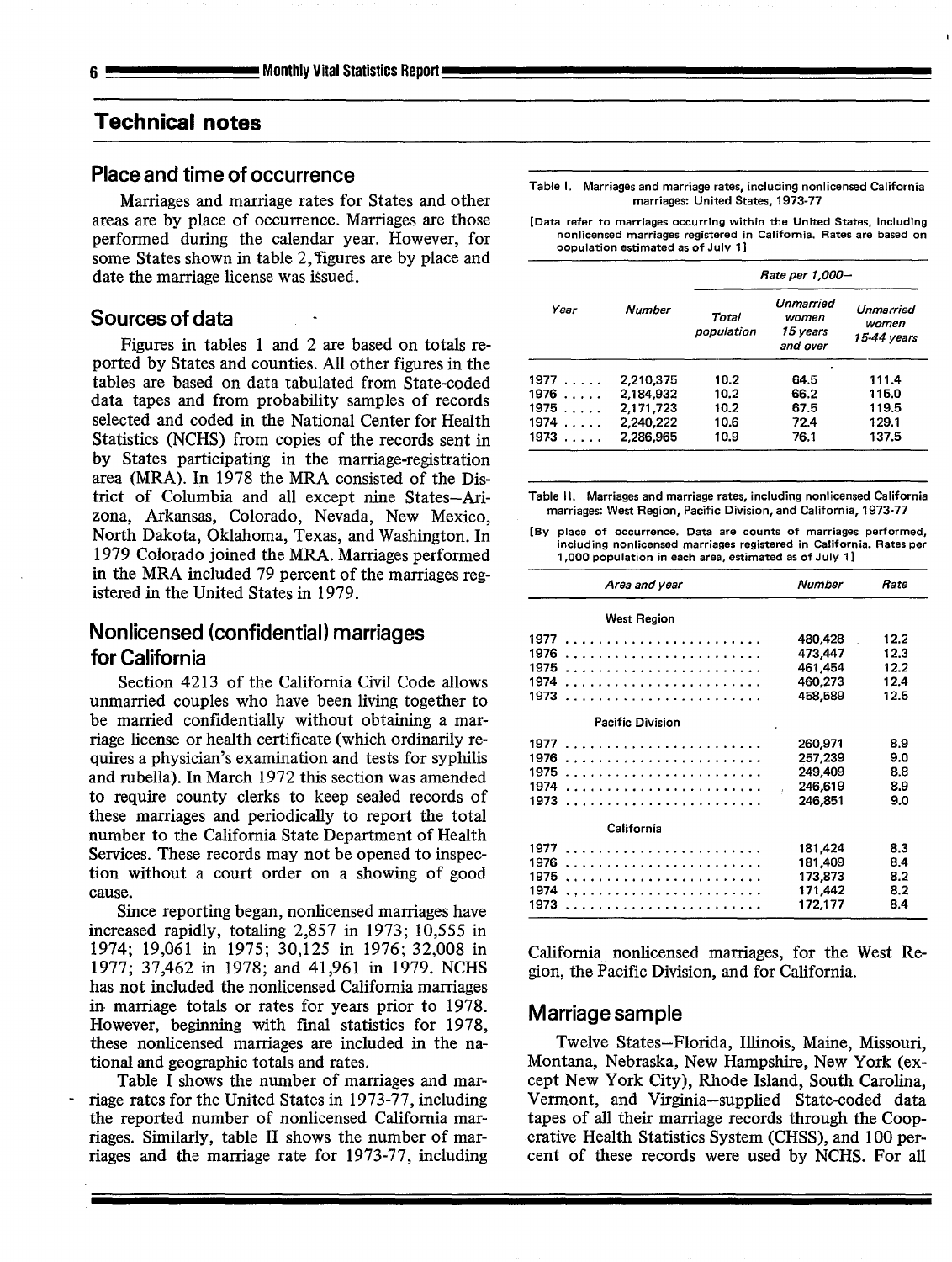## Technical notes

### Place and time of occurrence

Marriages and marriage rates for States and other areas are by place of occurrence. Marriages are those performed during the calendar year. However, for some States shown in table 2, figures are by place and date the marriage license was issued.

### Sources of data

Figures in tables 1 and 2 are based on totals reported by States and counties. All other figures in the tables are based on data tabulated from State-coded data tapes and from probability samples of records selected and coded in the National Center for Health Statistics (NCHS) from copies of the records sent in by States participating in the marriage-registration area (MRA). In 1978 the MRA consisted of the District of Columbia and all except nine States—Arizona, Arkansas, Colorado, Nevada, New Mexico, North Dakota, Oklahoma, Texas, and Washington. In 1979 Colorado joined the MRA. Marriages performed in the MRA included 79 percent of the marriages registered in the United States in 1979.

### Nonlicensed (confidential) marriages for California

Section 4213 of the California Civil Code allows unmarried couples who have been living together to be married confidentially without obtaining a marriage license or health certificate (which ordinarily requires a physician's examination and tests for syphilis and rubella). In March 1972 this section was amended to require county clerks to keep sealed records of these marriages and periodically to report the total number to the California State Department of Health Services. These records may not be opened to inspection without a court order on a showing of good cause.

Since reporting began, nonlicensed marriages have increased rapidly, totaling 2,857 in 1973; 10,555 in 1974; 19,061 in 1975; 30,125 in 1976; 32,008 in 1977; 37,462 in 1978; and 41,961 in 1979. NCHS has not included the nonlicensed California marriages in marriage totals or rates for years prior to 1978. However, beginning with final statistics for 1978, these nonlicensed marriages are included in the national and geographic totals and rates.

Table I shows the number of marriages and marriage rates for the United States in 1973-77, including the reported number of nonlicensed California marriages. Similarly, table II shows the number of marriages and the marriage rate for 1973-77, including California nonlicensed marriages, for the West Region, the Pacific Division, and for California.

Table I. Marriages and marriage rates, including nonlicensed California marriages: United States, 1973-77

[Data refer to marriages occurring within the United States, including nonlicensed marriages registered in California. Rates are based on population estimated as of July 1]

| Year | Number | Rate per 1,000— | | |
|---|---|---|---|---|
| | | Total population | Unmarried women 15 years and over | Unmarried women 15-44 years |
| 1977 | 2,210,375 | 10.2 | 64.5 | 111.4 |
| 1976 | 2,184,932 | 10.2 | 66.2 | 115.0 |
| 1975 | 2,171,723 | 10.2 | 67.5 | 119.5 |
| 1974 | 2,240,222 | 10.6 | 72.4 | 129.1 |
| 1973 | 2,286,965 | 10.9 | 76.1 | 137.5 |

Table II. Marriages and marriage rates, including nonlicensed California marriages: West Region, Pacific Division, and California, 1973-77

[By place of occurrence. Data are counts of marriages performed, including nonlicensed marriages registered in California. Rates per 1,000 population in each area, estimated as of July 1]

| Area and year | Number | Rate |
|---|---|---|
| **West Region** | | |
| 1977 | 480,428 | 12.2 |
| 1976 | 473,447 | 12.3 |
| 1975 | 461,454 | 12.2 |
| 1974 | 460,273 | 12.4 |
| 1973 | 458,589 | 12.5 |
| **Pacific Division** | | |
| 1977 | 260,971 | 8.9 |
| 1976 | 257,239 | 9.0 |
| 1975 | 249,409 | 8.8 |
| 1974 | 246,619 | 8.9 |
| 1973 | 246,851 | 9.0 |
| **California** | | |
| 1977 | 181,424 | 8.3 |
| 1976 | 181,409 | 8.4 |
| 1975 | 173,873 | 8.2 |
| 1974 | 171,442 | 8.2 |
| 1973 | 172,177 | 8.4 |

### Marriage sample

Twelve States—Florida, Illinois, Maine, Missouri, Montana, Nebraska, New Hampshire, New York (except New York City), Rhode Island, South Carolina, Vermont, and Virginia—supplied State-coded data tapes of all their marriage records through the Cooperative Health Statistics System (CHSS), and 100 percent of these records were used by NCHS. For all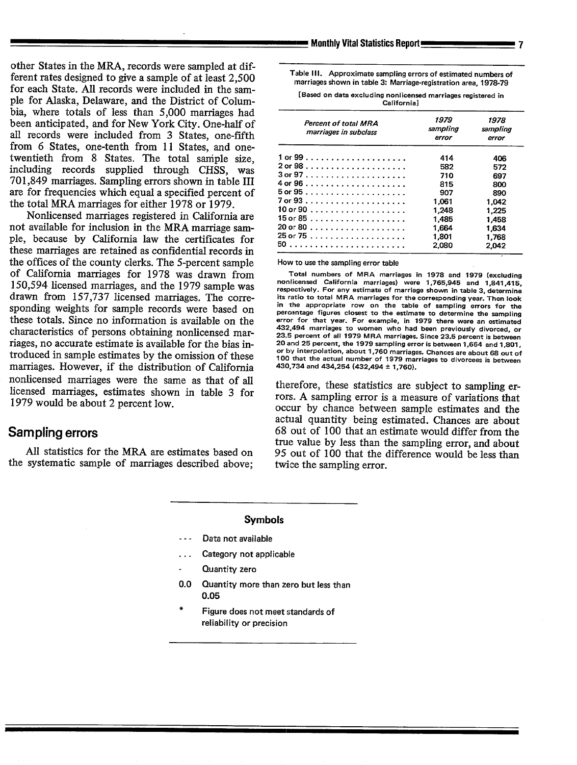other States in the MRA, records were sampled at different rates designed to give a sample of at least 2,500 for each State. All records were included in the sample for Alaska, Delaware, and the District of Columbia, where totals of less than 5,000 marriages had been anticipated, and for New York City. One-half of all records were included from 3 States, one-fifth from 6 States, one-tenth from 11 States, and one-twentieth from 8 States. The total sample size, including records supplied through CHSS, was 701,849 marriages. Sampling errors shown in table III are for frequencies which equal a specified percent of the total MRA marriages for either 1978 or 1979.

Nonlicensed marriages registered in California are not available for inclusion in the MRA marriage sample, because by California law the certificates for these marriages are retained as confidential records in the offices of the county clerks. The 5-percent sample of California marriages for 1978 was drawn from 150,594 licensed marriages, and the 1979 sample was drawn from 157,737 licensed marriages. The corresponding weights for sample records were based on these totals. Since no information is available on the characteristics of persons obtaining nonlicensed marriages, no accurate estimate is available for the bias introduced in sample estimates by the omission of these marriages. However, if the distribution of California nonlicensed marriages were the same as that of all licensed marriages, estimates shown in table 3 for 1979 would be about 2 percent low.

## Sampling errors

All statistics for the MRA are estimates based on the systematic sample of marriages described above; therefore, these statistics are subject to sampling errors. A sampling error is a measure of variations that occur by chance between sample estimates and the actual quantity being estimated. Chances are about 68 out of 100 that an estimate would differ from the true value by less than the sampling error, and about 95 out of 100 that the difference would be less than twice the sampling error.

Table III. Approximate sampling errors of estimated numbers of marriages shown in table 3: Marriage-registration area, 1978-79

[Based on data excluding nonlicensed marriages registered in California]

| *Percent of total MRA marriages in subclass* | *1979 sampling error* | *1978 sampling error* |
|---|---|---|
| 1 or 99 | 414 | 406 |
| 2 or 98 | 582 | 572 |
| 3 or 97 | 710 | 697 |
| 4 or 96 | 815 | 800 |
| 5 or 95 | 907 | 890 |
| 7 or 93 | 1,061 | 1,042 |
| 10 or 90 | 1,248 | 1,225 |
| 15 or 85 | 1,485 | 1,458 |
| 20 or 80 | 1,664 | 1,634 |
| 25 or 75 | 1,801 | 1,768 |
| 50 | 2,080 | 2,042 |

How to use the sampling error table

Total numbers of MRA marriages in 1978 and 1979 (excluding nonlicensed California marriages) were 1,765,945 and 1,841,415, respectively. For any estimate of marriage shown in table 3, determine its ratio to total MRA marriages for the corresponding year. Then look in the appropriate row on the table of sampling errors for the percentage figures closest to the estimate to determine the sampling error for that year. For example, in 1979 there were an estimated 432,494 marriages to women who had been previously divorced, or 23.5 percent of all 1979 MRA marriages. Since 23.5 percent is between 20 and 25 percent, the 1979 sampling error is between 1,664 and 1,801, or by interpolation, about 1,760 marriages. Chances are about 68 out of 100 that the actual number of 1979 marriages to divorcees is between 430,734 and 434,254 (432,494 ± 1,760).

### Symbols

| | |
|---|---|
| --- | Data not available |
| ... | Category not applicable |
| - | Quantity zero |
| 0.0 | Quantity more than zero but less than 0.05 |
| * | Figure does not meet standards of reliability or precision |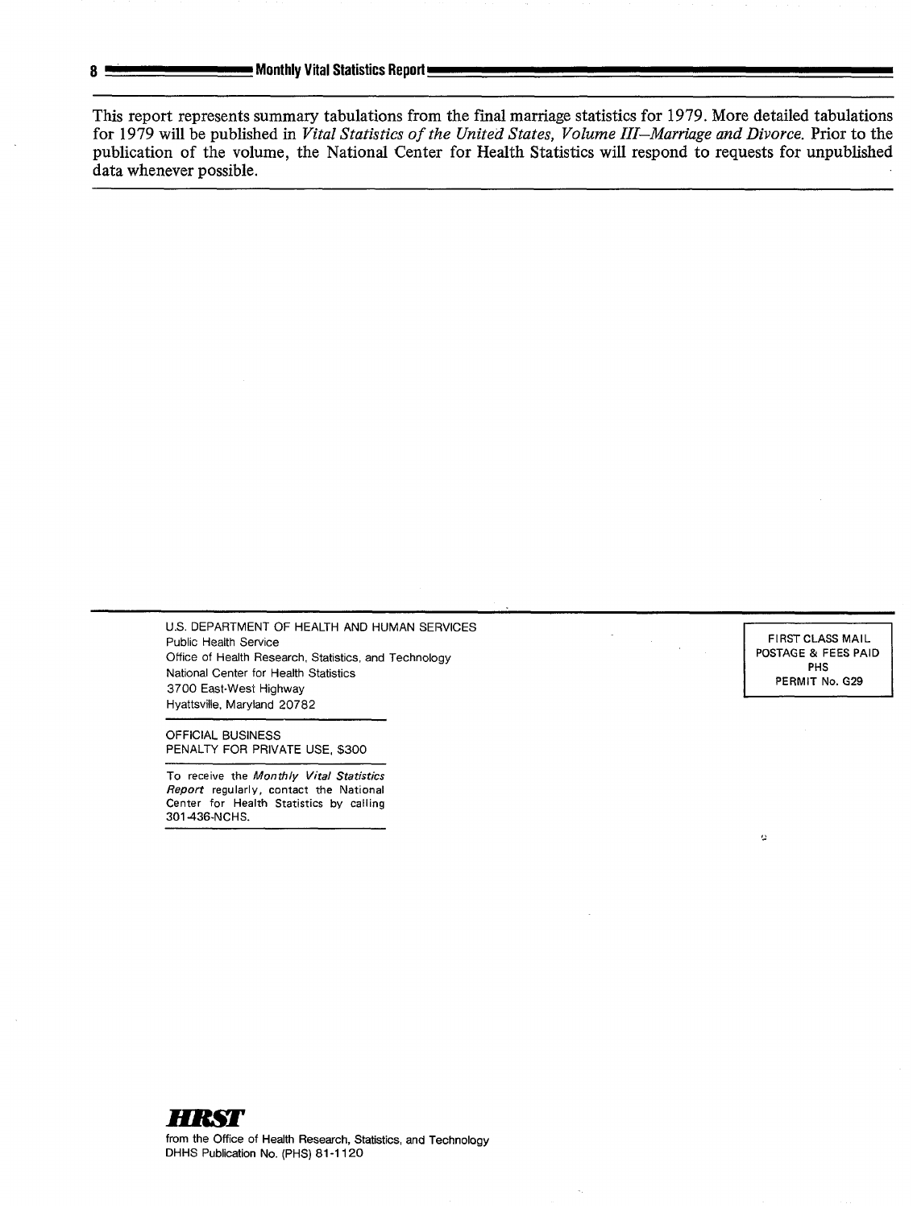This report represents summary tabulations from the final marriage statistics for 1979. More detailed tabulations for 1979 will be published in *Vital Statistics of the United States, Volume III–Marriage and Divorce.* Prior to the publication of the volume, the National Center for Health Statistics will respond to requests for unpublished data whenever possible.

U.S. DEPARTMENT OF HEALTH AND HUMAN SERVICES
Public Health Service
Office of Health Research, Statistics, and Technology
National Center for Health Statistics
3700 East-West Highway
Hyattsville, Maryland 20782

OFFICIAL BUSINESS
PENALTY FOR PRIVATE USE, $300

To receive the *Monthly Vital Statistics Report* regularly, contact the National Center for Health Statistics by calling 301-436-NCHS.

FIRST CLASS MAIL
POSTAGE & FEES PAID
PHS
PERMIT No. G29

**HRST**

from the Office of Health Research, Statistics, and Technology
DHHS Publication No. (PHS) 81-1120